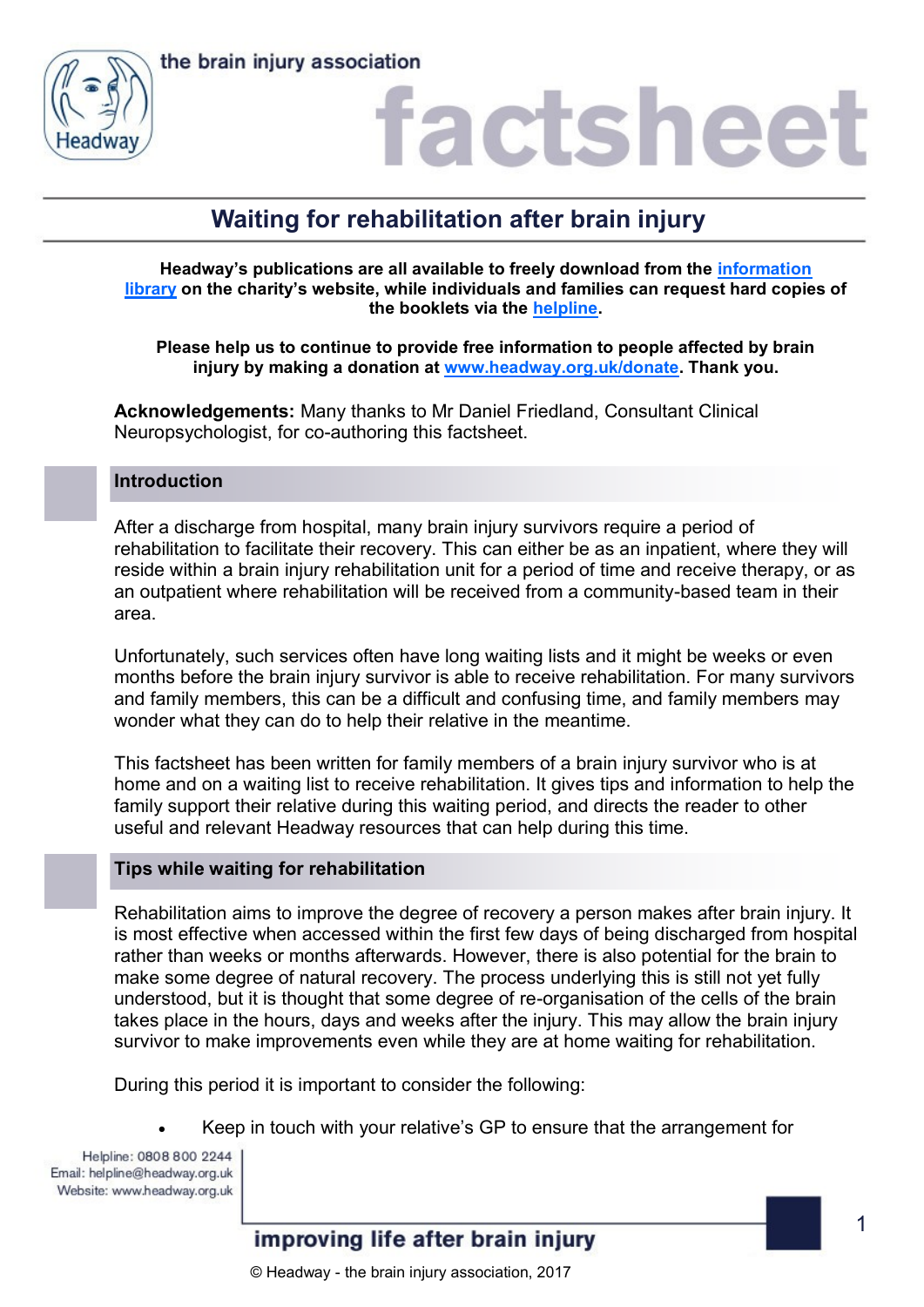# Waiting for rehabilitation after brain injury

**Headway's publications are all available to freely download from the information library on the charity's website, while individuals and families can request hard copies of the booklets via the helpline.**

**Please help us to continue to provide free information to people affected by brain injury by making a donation at www.headway.org.uk/donate. Thank you.**

**Acknowledgements:** Many thanks to Mr Daniel Friedland, Consultant Clinical Neuropsychologist, for co-authoring this factsheet.

## Introduction

After a discharge from hospital, many brain injury survivors require a period of rehabilitation to facilitate their recovery. This can either be as an inpatient, where they will reside within a brain injury rehabilitation unit for a period of time and receive therapy, or as an outpatient where rehabilitation will be received from a community-based team in their area.

Unfortunately, such services often have long waiting lists and it might be weeks or even months before the brain injury survivor is able to receive rehabilitation. For many survivors and family members, this can be a difficult and confusing time, and family members may wonder what they can do to help their relative in the meantime.

This factsheet has been written for family members of a brain injury survivor who is at home and on a waiting list to receive rehabilitation. It gives tips and information to help the family support their relative during this waiting period, and directs the reader to other useful and relevant Headway resources that can help during this time.

## Tips while waiting for rehabilitation

Rehabilitation aims to improve the degree of recovery a person makes after brain injury. It is most effective when accessed within the first few days of being discharged from hospital rather than weeks or months afterwards. However, there is also potential for the brain to make some degree of natural recovery. The process underlying this is still not yet fully understood, but it is thought that some degree of re-organisation of the cells of the brain takes place in the hours, days and weeks after the injury. This may allow the brain injury survivor to make improvements even while they are at home waiting for rehabilitation.

During this period it is important to consider the following:

- Keep in touch with your relative's GP to ensure that the arrangement for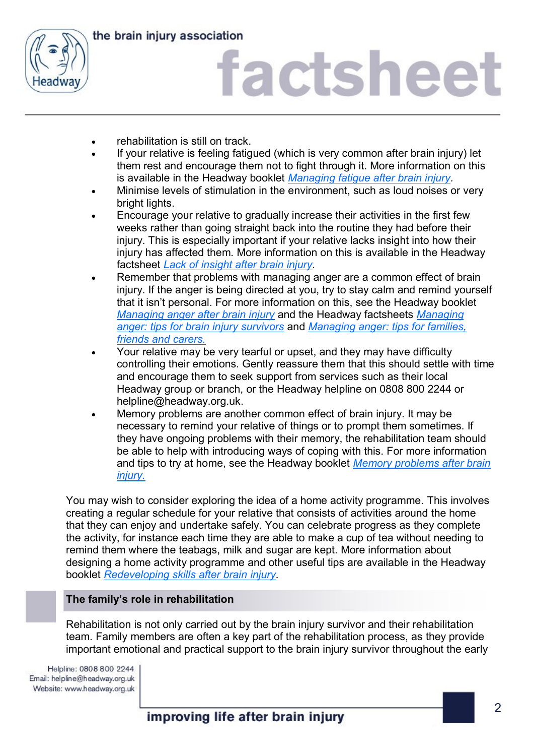- rehabilitation is still on track.
- If your relative is feeling fatigued (which is very common after brain injury) let them rest and encourage them not to fight through it. More information on this is available in the Headway booklet *Managing fatigue after brain injury.*
- Minimise levels of stimulation in the environment, such as loud noises or very bright lights.
- Encourage your relative to gradually increase their activities in the first few weeks rather than going straight back into the routine they had before their injury. This is especially important if your relative lacks insight into how their injury has affected them. More information on this is available in the Headway factsheet *Lack of insight after brain injury*.
- Remember that problems with managing anger are a common effect of brain injury. If the anger is being directed at you, try to stay calm and remind yourself that it isn't personal. For more information on this, see the Headway booklet *Managing anger after brain injury* and the Headway factsheets *Managing anger: tips for brain injury survivors* and *Managing anger: tips for families, friends and carers.*
- Your relative may be very tearful or upset, and they may have difficulty controlling their emotions. Gently reassure them that this should settle with time and encourage them to seek support from services such as their local Headway group or branch, or the Headway helpline on 0808 800 2244 or helpline@headway.org.uk.
- Memory problems are another common effect of brain injury. It may be necessary to remind your relative of things or to prompt them sometimes. If they have ongoing problems with their memory, the rehabilitation team should be able to help with introducing ways of coping with this. For more information and tips to try at home, see the Headway booklet *Memory problems after brain injury.*

You may wish to consider exploring the idea of a home activity programme. This involves creating a regular schedule for your relative that consists of activities around the home that they can enjoy and undertake safely. You can celebrate progress as they complete the activity, for instance each time they are able to make a cup of tea without needing to remind them where the teabags, milk and sugar are kept. More information about designing a home activity programme and other useful tips are available in the Headway booklet *Redeveloping skills after brain injury*.

## The family's role in rehabilitation

Rehabilitation is not only carried out by the brain injury survivor and their rehabilitation team. Family members are often a key part of the rehabilitation process, as they provide important emotional and practical support to the brain injury survivor throughout the early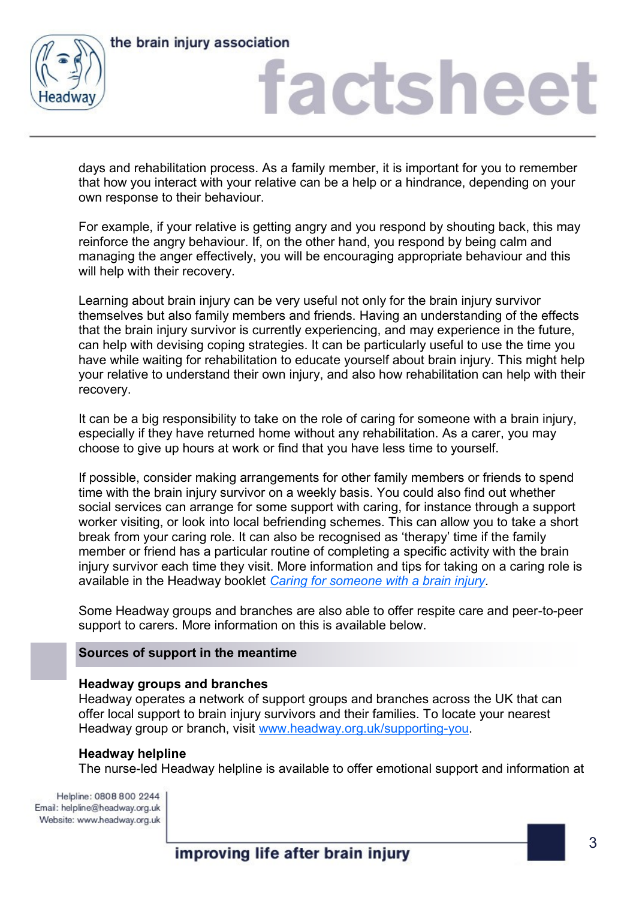days and rehabilitation process. As a family member, it is important for you to remember that how you interact with your relative can be a help or a hindrance, depending on your own response to their behaviour.

For example, if your relative is getting angry and you respond by shouting back, this may reinforce the angry behaviour. If, on the other hand, you respond by being calm and managing the anger effectively, you will be encouraging appropriate behaviour and this will help with their recovery.

Learning about brain injury can be very useful not only for the brain injury survivor themselves but also family members and friends. Having an understanding of the effects that the brain injury survivor is currently experiencing, and may experience in the future, can help with devising coping strategies. It can be particularly useful to use the time you have while waiting for rehabilitation to educate yourself about brain injury. This might help your relative to understand their own injury, and also how rehabilitation can help with their recovery.

It can be a big responsibility to take on the role of caring for someone with a brain injury, especially if they have returned home without any rehabilitation. As a carer, you may choose to give up hours at work or find that you have less time to yourself.

If possible, consider making arrangements for other family members or friends to spend time with the brain injury survivor on a weekly basis. You could also find out whether social services can arrange for some support with caring, for instance through a support worker visiting, or look into local befriending schemes. This can allow you to take a short break from your caring role. It can also be recognised as 'therapy' time if the family member or friend has a particular routine of completing a specific activity with the brain injury survivor each time they visit. More information and tips for taking on a caring role is available in the Headway booklet *Caring for someone with a brain injury*.

Some Headway groups and branches are also able to offer respite care and peer-to-peer support to carers. More information on this is available below.

## Sources of support in the meantime

**Headway groups and branches**
Headway operates a network of support groups and branches across the UK that can offer local support to brain injury survivors and their families. To locate your nearest Headway group or branch, visit www.headway.org.uk/supporting-you.

**Headway helpline**
The nurse-led Headway helpline is available to offer emotional support and information at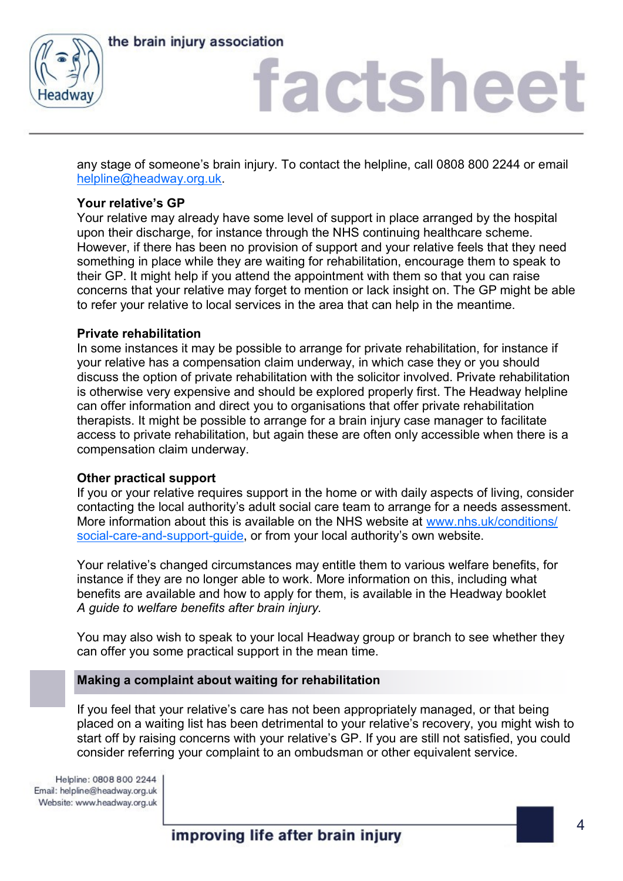any stage of someone's brain injury. To contact the helpline, call 0808 800 2244 or email helpline@headway.org.uk.

**Your relative's GP**

Your relative may already have some level of support in place arranged by the hospital upon their discharge, for instance through the NHS continuing healthcare scheme. However, if there has been no provision of support and your relative feels that they need something in place while they are waiting for rehabilitation, encourage them to speak to their GP. It might help if you attend the appointment with them so that you can raise concerns that your relative may forget to mention or lack insight on. The GP might be able to refer your relative to local services in the area that can help in the meantime.

**Private rehabilitation**

In some instances it may be possible to arrange for private rehabilitation, for instance if your relative has a compensation claim underway, in which case they or you should discuss the option of private rehabilitation with the solicitor involved. Private rehabilitation is otherwise very expensive and should be explored properly first. The Headway helpline can offer information and direct you to organisations that offer private rehabilitation therapists. It might be possible to arrange for a brain injury case manager to facilitate access to private rehabilitation, but again these are often only accessible when there is a compensation claim underway.

**Other practical support**

If you or your relative requires support in the home or with daily aspects of living, consider contacting the local authority's adult social care team to arrange for a needs assessment. More information about this is available on the NHS website at www.nhs.uk/conditions/social-care-and-support-guide, or from your local authority's own website.

Your relative's changed circumstances may entitle them to various welfare benefits, for instance if they are no longer able to work. More information on this, including what benefits are available and how to apply for them, is available in the Headway booklet *A guide to welfare benefits after brain injury.*

You may also wish to speak to your local Headway group or branch to see whether they can offer you some practical support in the mean time.

## Making a complaint about waiting for rehabilitation

If you feel that your relative's care has not been appropriately managed, or that being placed on a waiting list has been detrimental to your relative's recovery, you might wish to start off by raising concerns with your relative's GP. If you are still not satisfied, you could consider referring your complaint to an ombudsman or other equivalent service.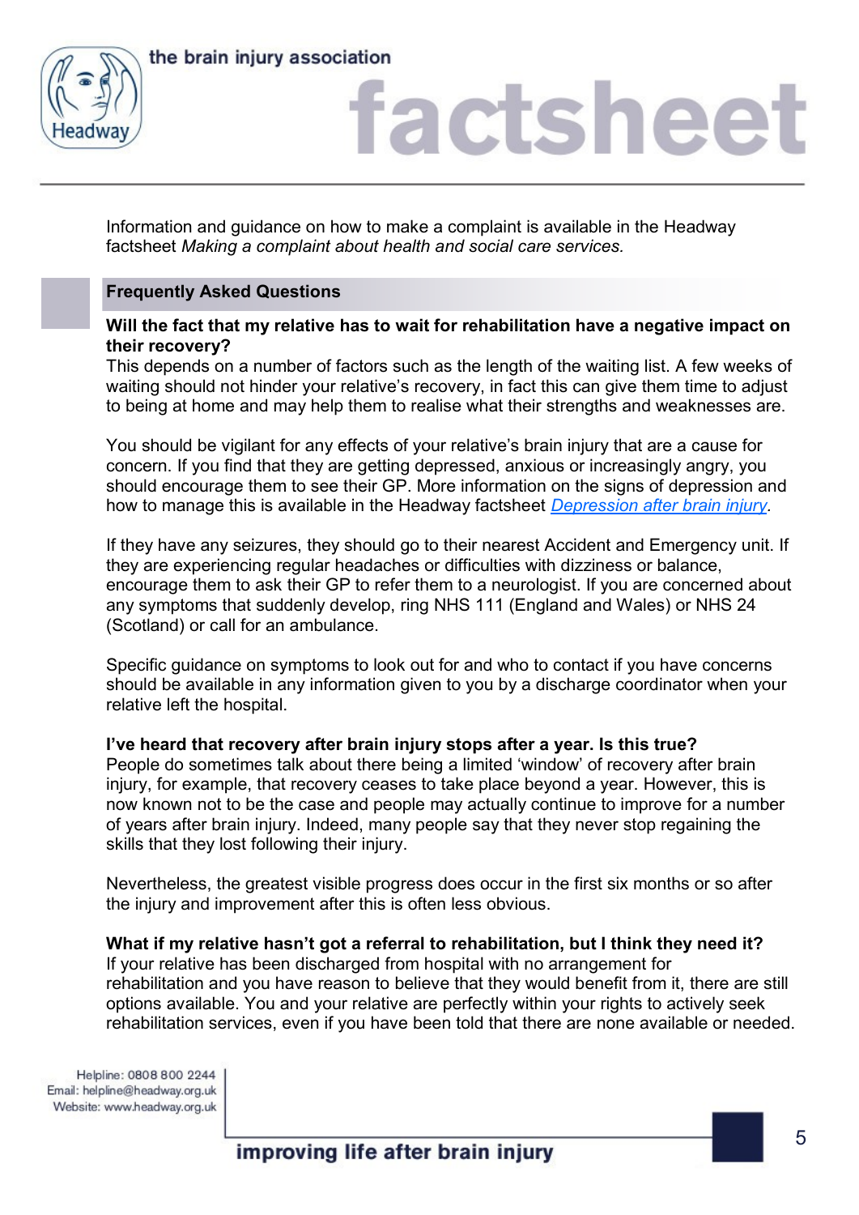Information and guidance on how to make a complaint is available in the Headway factsheet *Making a complaint about health and social care services.*

## Frequently Asked Questions

**Will the fact that my relative has to wait for rehabilitation have a negative impact on their recovery?**

This depends on a number of factors such as the length of the waiting list. A few weeks of waiting should not hinder your relative's recovery, in fact this can give them time to adjust to being at home and may help them to realise what their strengths and weaknesses are.

You should be vigilant for any effects of your relative's brain injury that are a cause for concern. If you find that they are getting depressed, anxious or increasingly angry, you should encourage them to see their GP. More information on the signs of depression and how to manage this is available in the Headway factsheet *Depression after brain injury*.

If they have any seizures, they should go to their nearest Accident and Emergency unit. If they are experiencing regular headaches or difficulties with dizziness or balance, encourage them to ask their GP to refer them to a neurologist. If you are concerned about any symptoms that suddenly develop, ring NHS 111 (England and Wales) or NHS 24 (Scotland) or call for an ambulance.

Specific guidance on symptoms to look out for and who to contact if you have concerns should be available in any information given to you by a discharge coordinator when your relative left the hospital.

**I've heard that recovery after brain injury stops after a year. Is this true?**

People do sometimes talk about there being a limited 'window' of recovery after brain injury, for example, that recovery ceases to take place beyond a year. However, this is now known not to be the case and people may actually continue to improve for a number of years after brain injury. Indeed, many people say that they never stop regaining the skills that they lost following their injury.

Nevertheless, the greatest visible progress does occur in the first six months or so after the injury and improvement after this is often less obvious.

**What if my relative hasn't got a referral to rehabilitation, but I think they need it?**

If your relative has been discharged from hospital with no arrangement for rehabilitation and you have reason to believe that they would benefit from it, there are still options available. You and your relative are perfectly within your rights to actively seek rehabilitation services, even if you have been told that there are none available or needed.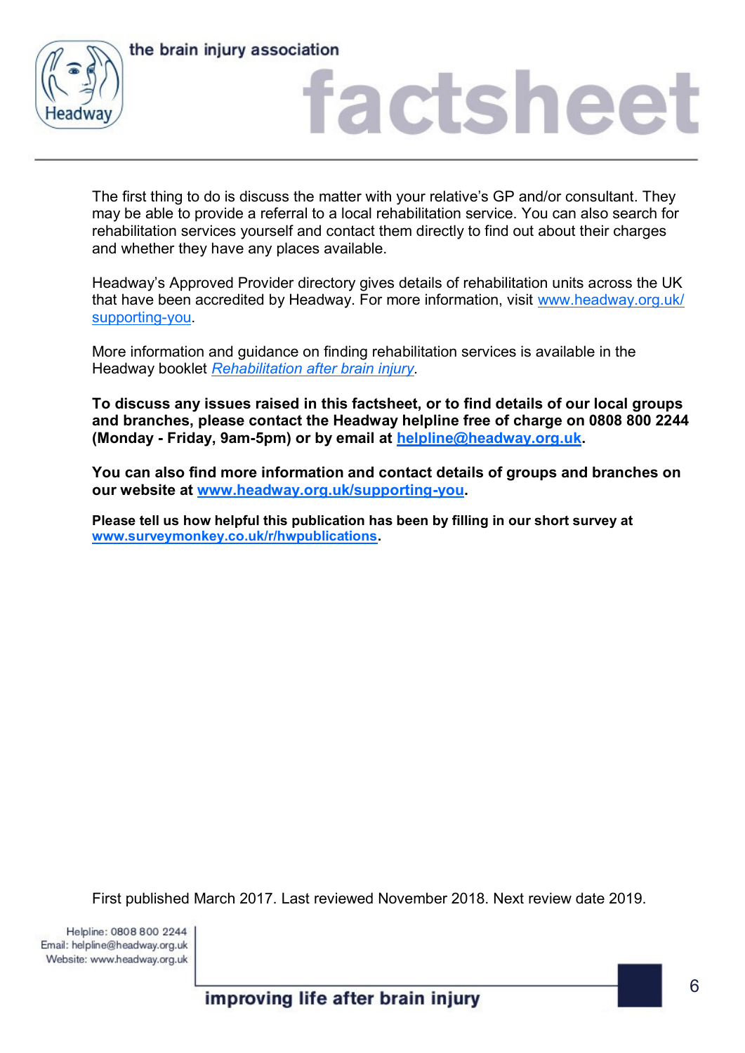The first thing to do is discuss the matter with your relative's GP and/or consultant. They may be able to provide a referral to a local rehabilitation service. You can also search for rehabilitation services yourself and contact them directly to find out about their charges and whether they have any places available.

Headway's Approved Provider directory gives details of rehabilitation units across the UK that have been accredited by Headway. For more information, visit www.headway.org.uk/supporting-you.

More information and guidance on finding rehabilitation services is available in the Headway booklet *Rehabilitation after brain injury*.

**To discuss any issues raised in this factsheet, or to find details of our local groups and branches, please contact the Headway helpline free of charge on 0808 800 2244 (Monday - Friday, 9am-5pm) or by email at helpline@headway.org.uk.**

**You can also find more information and contact details of groups and branches on our website at www.headway.org.uk/supporting-you.**

**Please tell us how helpful this publication has been by filling in our short survey at www.surveymonkey.co.uk/r/hwpublications.**

First published March 2017. Last reviewed November 2018. Next review date 2019.